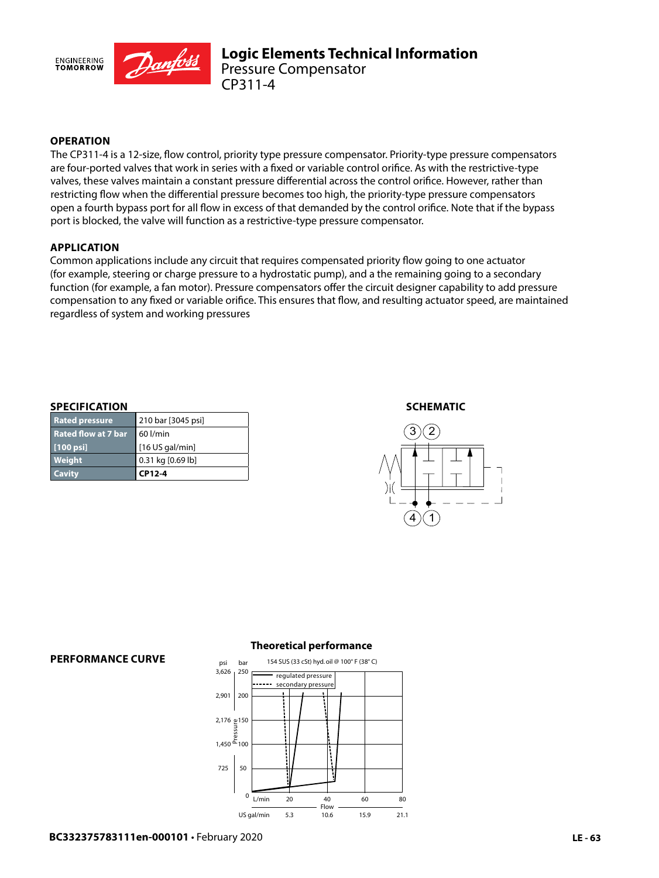# Logic Elements Technical Information
## Pressure Compensator
## CP311-4

### OPERATION

The CP311-4 is a 12-size, flow control, priority type pressure compensator. Priority-type pressure compensators are four-ported valves that work in series with a fixed or variable control orifice. As with the restrictive-type valves, these valves maintain a constant pressure differential across the control orifice. However, rather than restricting flow when the differential pressure becomes too high, the priority-type pressure compensators open a fourth bypass port for all flow in excess of that demanded by the control orifice. Note that if the bypass port is blocked, the valve will function as a restrictive-type pressure compensator.

### APPLICATION

Common applications include any circuit that requires compensated priority flow going to one actuator (for example, steering or charge pressure to a hydrostatic pump), and a the remaining going to a secondary function (for example, a fan motor). Pressure compensators offer the circuit designer capability to add pressure compensation to any fixed or variable orifice. This ensures that flow, and resulting actuator speed, are maintained regardless of system and working pressures

### SPECIFICATION

| | |
|---|---|
| **Rated pressure** | 210 bar [3045 psi] |
| **Rated flow at 7 bar [100 psi]** | 60 l/min [16 US gal/min] |
| **Weight** | 0.31 kg [0.69 lb] |
| **Cavity** | **CP12-4** |

### SCHEMATIC

3 2

4 1

### PERFORMANCE CURVE

**Theoretical performance**

154 SUS (33 cSt) hyd. oil @ 100° F (38° C)

regulated pressure
secondary pressure

psi: 3,626; 2,901; 2,176; 1,450; 725
bar: 250; 200; 150; 100; 50; 0
Pressure

L/min: 20; 40; 60; 80
Flow
US gal/min: 5.3; 10.6; 15.9; 21.1

**BC332375783111en-000101** • February 2020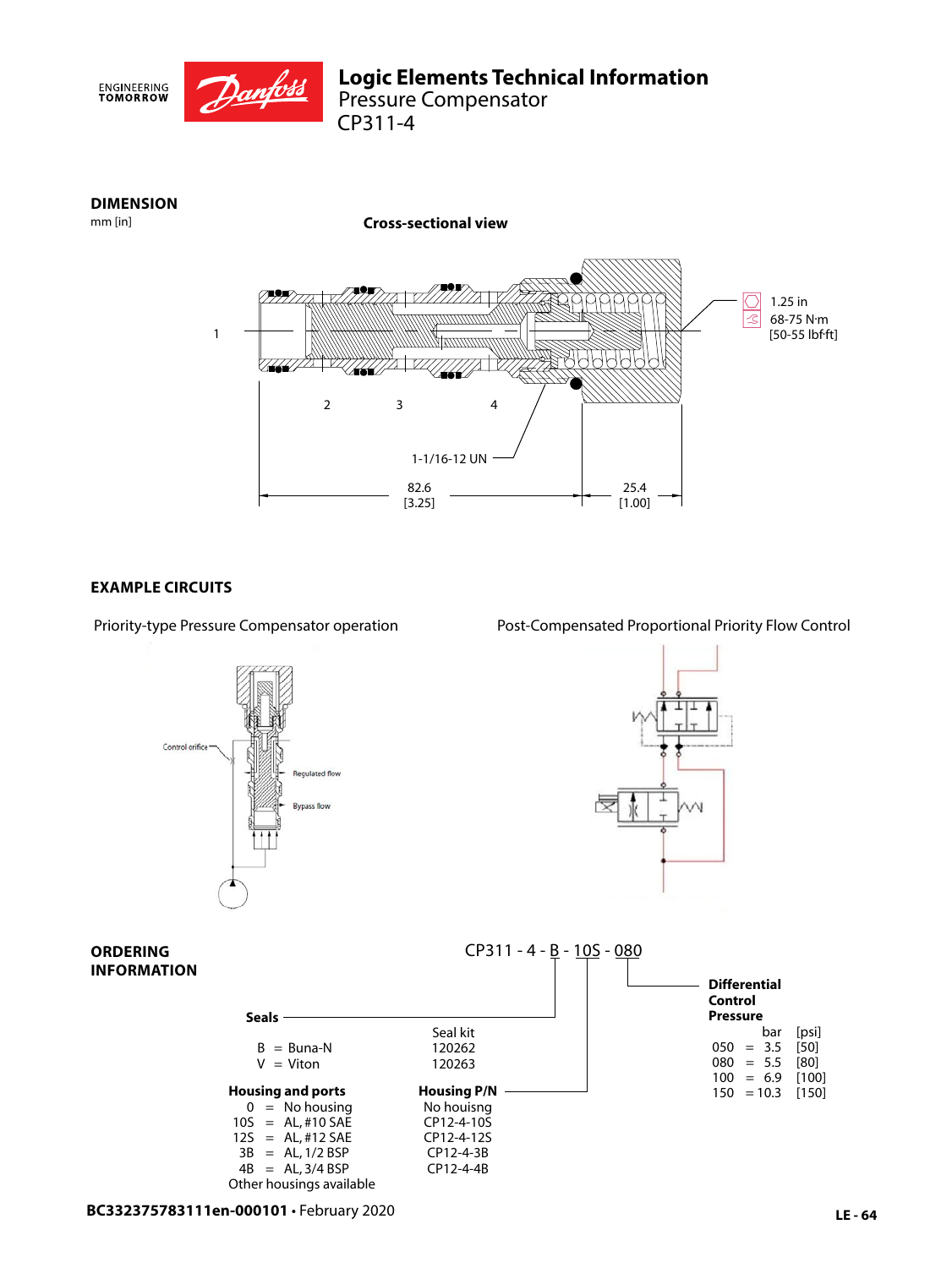# Logic Elements Technical Information
## Pressure Compensator
## CP311-4

## DIMENSION

mm [in]

**Cross-sectional view**

1

2

3

4

1.25 in

68-75 N·m

[50-55 lbf·ft]

1-1/16-12 UN

82.6
[3.25]

25.4
[1.00]

## EXAMPLE CIRCUITS

Priority-type Pressure Compensator operation

Control orifice

Regulated flow

Bypass flow

Post-Compensated Proportional Priority Flow Control

## ORDERING INFORMATION

CP311 - 4 - B - 10S - 080

**Seals**

| | | Seal kit |
|---|---|---|
| B | = Buna-N | 120262 |
| V | = Viton | 120263 |

| **Housing and ports** | | **Housing P/N** |
|---|---|---|
| 0 | = No housing | No houisng |
| 10S | = AL, #10 SAE | CP12-4-10S |
| 12S | = AL, #12 SAE | CP12-4-12S |
| 3B | = AL, 1/2 BSP | CP12-4-3B |
| 4B | = AL, 3/4 BSP | CP12-4-4B |

Other housings available

**Differential Control Pressure**

| | bar | [psi] |
|---|---|---|
| 050 | = 3.5 | [50] |
| 080 | = 5.5 | [80] |
| 100 | = 6.9 | [100] |
| 150 | = 10.3 | [150] |

**BC332375783111en-000101** • February 2020